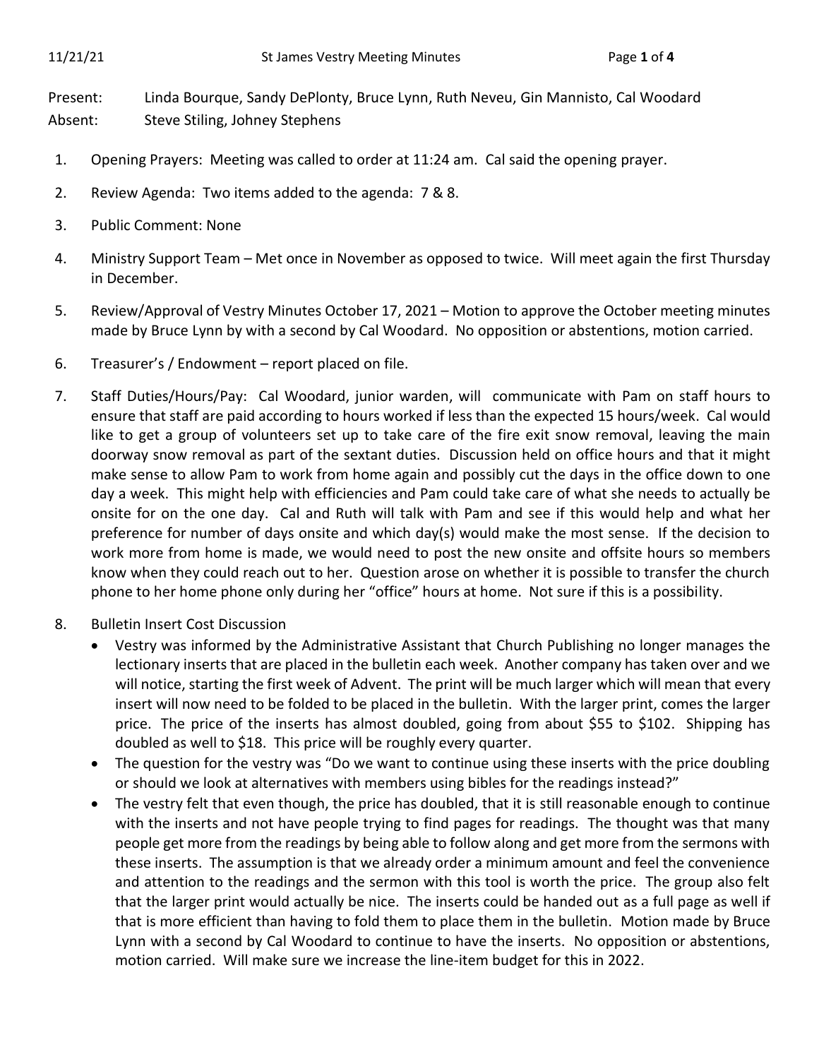Present: Linda Bourque, Sandy DePlonty, Bruce Lynn, Ruth Neveu, Gin Mannisto, Cal Woodard
Absent: Steve Stiling, Johney Stephens

1. Opening Prayers: Meeting was called to order at 11:24 am. Cal said the opening prayer.
2. Review Agenda: Two items added to the agenda: 7 & 8.
3. Public Comment: None
4. Ministry Support Team – Met once in November as opposed to twice. Will meet again the first Thursday in December.
5. Review/Approval of Vestry Minutes October 17, 2021 – Motion to approve the October meeting minutes made by Bruce Lynn by with a second by Cal Woodard. No opposition or abstentions, motion carried.
6. Treasurer's / Endowment – report placed on file.
7. Staff Duties/Hours/Pay: Cal Woodard, junior warden, will communicate with Pam on staff hours to ensure that staff are paid according to hours worked if less than the expected 15 hours/week. Cal would like to get a group of volunteers set up to take care of the fire exit snow removal, leaving the main doorway snow removal as part of the sextant duties. Discussion held on office hours and that it might make sense to allow Pam to work from home again and possibly cut the days in the office down to one day a week. This might help with efficiencies and Pam could take care of what she needs to actually be onsite for on the one day. Cal and Ruth will talk with Pam and see if this would help and what her preference for number of days onsite and which day(s) would make the most sense. If the decision to work more from home is made, we would need to post the new onsite and offsite hours so members know when they could reach out to her. Question arose on whether it is possible to transfer the church phone to her home phone only during her "office" hours at home. Not sure if this is a possibility.
8. Bulletin Insert Cost Discussion
   - Vestry was informed by the Administrative Assistant that Church Publishing no longer manages the lectionary inserts that are placed in the bulletin each week. Another company has taken over and we will notice, starting the first week of Advent. The print will be much larger which will mean that every insert will now need to be folded to be placed in the bulletin. With the larger print, comes the larger price. The price of the inserts has almost doubled, going from about $55 to $102. Shipping has doubled as well to $18. This price will be roughly every quarter.
   - The question for the vestry was "Do we want to continue using these inserts with the price doubling or should we look at alternatives with members using bibles for the readings instead?"
   - The vestry felt that even though, the price has doubled, that it is still reasonable enough to continue with the inserts and not have people trying to find pages for readings. The thought was that many people get more from the readings by being able to follow along and get more from the sermons with these inserts. The assumption is that we already order a minimum amount and feel the convenience and attention to the readings and the sermon with this tool is worth the price. The group also felt that the larger print would actually be nice. The inserts could be handed out as a full page as well if that is more efficient than having to fold them to place them in the bulletin. Motion made by Bruce Lynn with a second by Cal Woodard to continue to have the inserts. No opposition or abstentions, motion carried. Will make sure we increase the line-item budget for this in 2022.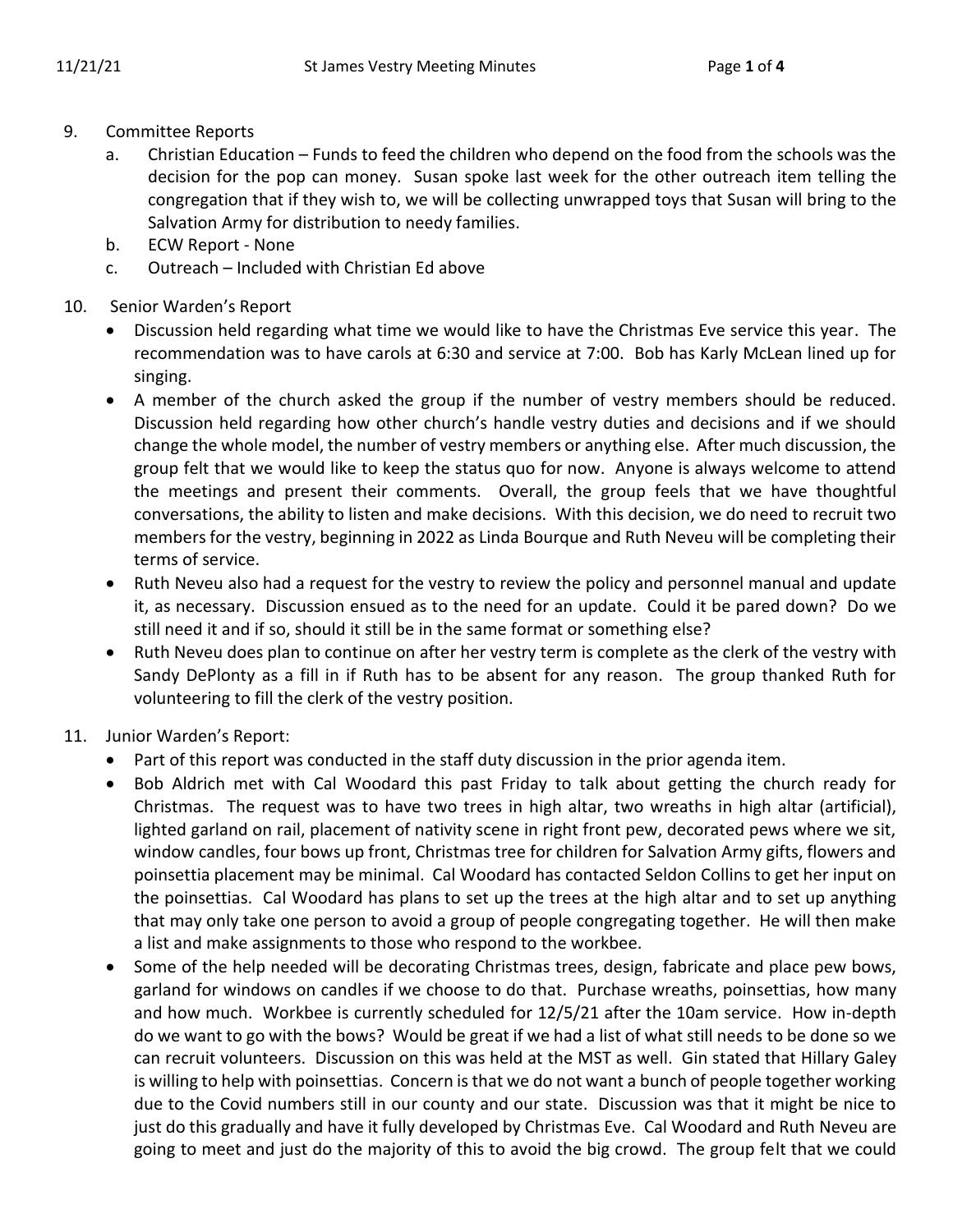9. Committee Reports
   a. Christian Education – Funds to feed the children who depend on the food from the schools was the decision for the pop can money. Susan spoke last week for the other outreach item telling the congregation that if they wish to, we will be collecting unwrapped toys that Susan will bring to the Salvation Army for distribution to needy families.
   b. ECW Report - None
   c. Outreach – Included with Christian Ed above

10. Senior Warden's Report
    - Discussion held regarding what time we would like to have the Christmas Eve service this year. The recommendation was to have carols at 6:30 and service at 7:00. Bob has Karly McLean lined up for singing.
    - A member of the church asked the group if the number of vestry members should be reduced. Discussion held regarding how other church's handle vestry duties and decisions and if we should change the whole model, the number of vestry members or anything else. After much discussion, the group felt that we would like to keep the status quo for now. Anyone is always welcome to attend the meetings and present their comments. Overall, the group feels that we have thoughtful conversations, the ability to listen and make decisions. With this decision, we do need to recruit two members for the vestry, beginning in 2022 as Linda Bourque and Ruth Neveu will be completing their terms of service.
    - Ruth Neveu also had a request for the vestry to review the policy and personnel manual and update it, as necessary. Discussion ensued as to the need for an update. Could it be pared down? Do we still need it and if so, should it still be in the same format or something else?
    - Ruth Neveu does plan to continue on after her vestry term is complete as the clerk of the vestry with Sandy DePlonty as a fill in if Ruth has to be absent for any reason. The group thanked Ruth for volunteering to fill the clerk of the vestry position.

11. Junior Warden's Report:
    - Part of this report was conducted in the staff duty discussion in the prior agenda item.
    - Bob Aldrich met with Cal Woodard this past Friday to talk about getting the church ready for Christmas. The request was to have two trees in high altar, two wreaths in high altar (artificial), lighted garland on rail, placement of nativity scene in right front pew, decorated pews where we sit, window candles, four bows up front, Christmas tree for children for Salvation Army gifts, flowers and poinsettia placement may be minimal. Cal Woodard has contacted Seldon Collins to get her input on the poinsettias. Cal Woodard has plans to set up the trees at the high altar and to set up anything that may only take one person to avoid a group of people congregating together. He will then make a list and make assignments to those who respond to the workbee.
    - Some of the help needed will be decorating Christmas trees, design, fabricate and place pew bows, garland for windows on candles if we choose to do that. Purchase wreaths, poinsettias, how many and how much. Workbee is currently scheduled for 12/5/21 after the 10am service. How in-depth do we want to go with the bows? Would be great if we had a list of what still needs to be done so we can recruit volunteers. Discussion on this was held at the MST as well. Gin stated that Hillary Galey is willing to help with poinsettias. Concern is that we do not want a bunch of people together working due to the Covid numbers still in our county and our state. Discussion was that it might be nice to just do this gradually and have it fully developed by Christmas Eve. Cal Woodard and Ruth Neveu are going to meet and just do the majority of this to avoid the big crowd. The group felt that we could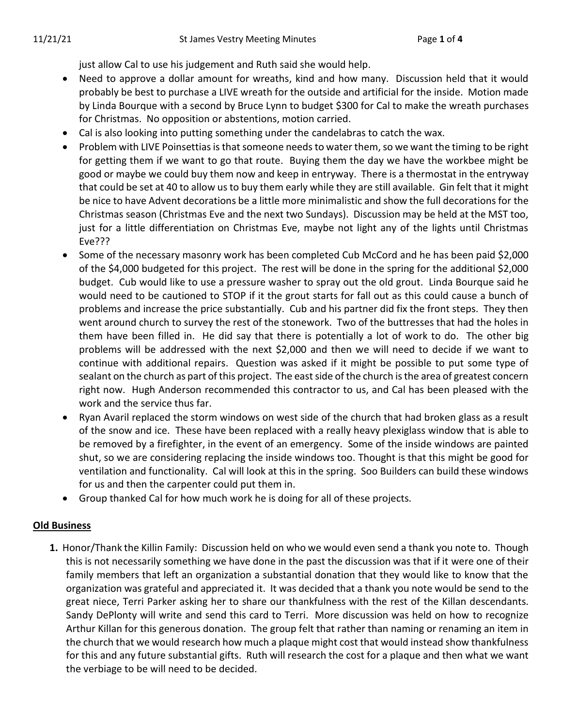just allow Cal to use his judgement and Ruth said she would help.

- Need to approve a dollar amount for wreaths, kind and how many. Discussion held that it would probably be best to purchase a LIVE wreath for the outside and artificial for the inside. Motion made by Linda Bourque with a second by Bruce Lynn to budget $300 for Cal to make the wreath purchases for Christmas. No opposition or abstentions, motion carried.
- Cal is also looking into putting something under the candelabras to catch the wax.
- Problem with LIVE Poinsettias is that someone needs to water them, so we want the timing to be right for getting them if we want to go that route. Buying them the day we have the workbee might be good or maybe we could buy them now and keep in entryway. There is a thermostat in the entryway that could be set at 40 to allow us to buy them early while they are still available. Gin felt that it might be nice to have Advent decorations be a little more minimalistic and show the full decorations for the Christmas season (Christmas Eve and the next two Sundays). Discussion may be held at the MST too, just for a little differentiation on Christmas Eve, maybe not light any of the lights until Christmas Eve???
- Some of the necessary masonry work has been completed Cub McCord and he has been paid $2,000 of the $4,000 budgeted for this project. The rest will be done in the spring for the additional $2,000 budget. Cub would like to use a pressure washer to spray out the old grout. Linda Bourque said he would need to be cautioned to STOP if it the grout starts for fall out as this could cause a bunch of problems and increase the price substantially. Cub and his partner did fix the front steps. They then went around church to survey the rest of the stonework. Two of the buttresses that had the holes in them have been filled in. He did say that there is potentially a lot of work to do. The other big problems will be addressed with the next $2,000 and then we will need to decide if we want to continue with additional repairs. Question was asked if it might be possible to put some type of sealant on the church as part of this project. The east side of the church is the area of greatest concern right now. Hugh Anderson recommended this contractor to us, and Cal has been pleased with the work and the service thus far.
- Ryan Avaril replaced the storm windows on west side of the church that had broken glass as a result of the snow and ice. These have been replaced with a really heavy plexiglass window that is able to be removed by a firefighter, in the event of an emergency. Some of the inside windows are painted shut, so we are considering replacing the inside windows too. Thought is that this might be good for ventilation and functionality. Cal will look at this in the spring. Soo Builders can build these windows for us and then the carpenter could put them in.
- Group thanked Cal for how much work he is doing for all of these projects.

**Old Business**

1. Honor/Thank the Killin Family: Discussion held on who we would even send a thank you note to. Though this is not necessarily something we have done in the past the discussion was that if it were one of their family members that left an organization a substantial donation that they would like to know that the organization was grateful and appreciated it. It was decided that a thank you note would be send to the great niece, Terri Parker asking her to share our thankfulness with the rest of the Killan descendants. Sandy DePlonty will write and send this card to Terri. More discussion was held on how to recognize Arthur Killan for this generous donation. The group felt that rather than naming or renaming an item in the church that we would research how much a plaque might cost that would instead show thankfulness for this and any future substantial gifts. Ruth will research the cost for a plaque and then what we want the verbiage to be will need to be decided.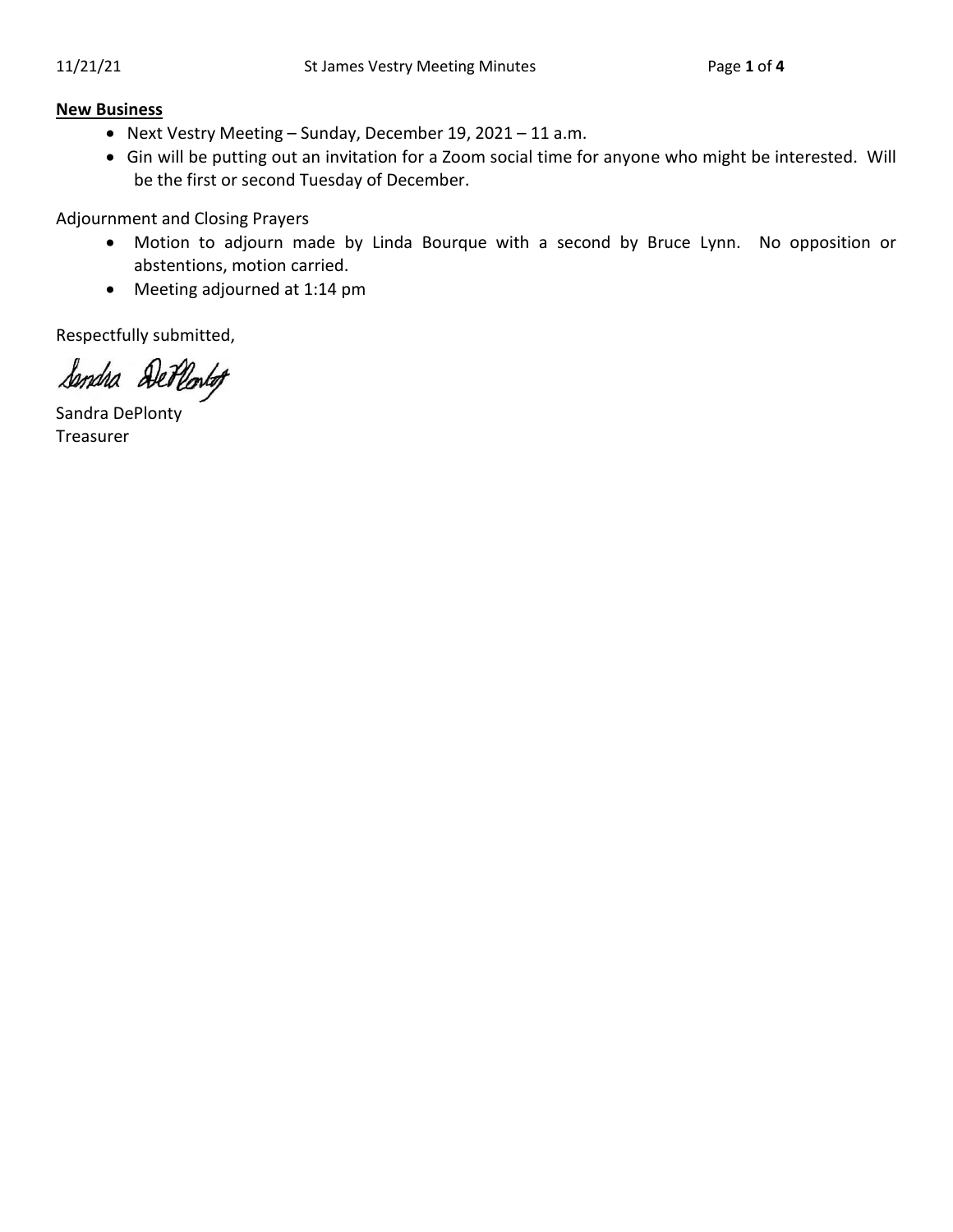**New Business**

- Next Vestry Meeting – Sunday, December 19, 2021 – 11 a.m.
- Gin will be putting out an invitation for a Zoom social time for anyone who might be interested. Will be the first or second Tuesday of December.

Adjournment and Closing Prayers

- Motion to adjourn made by Linda Bourque with a second by Bruce Lynn. No opposition or abstentions, motion carried.
- Meeting adjourned at 1:14 pm

Respectfully submitted,

Sandra DePlonty
Treasurer